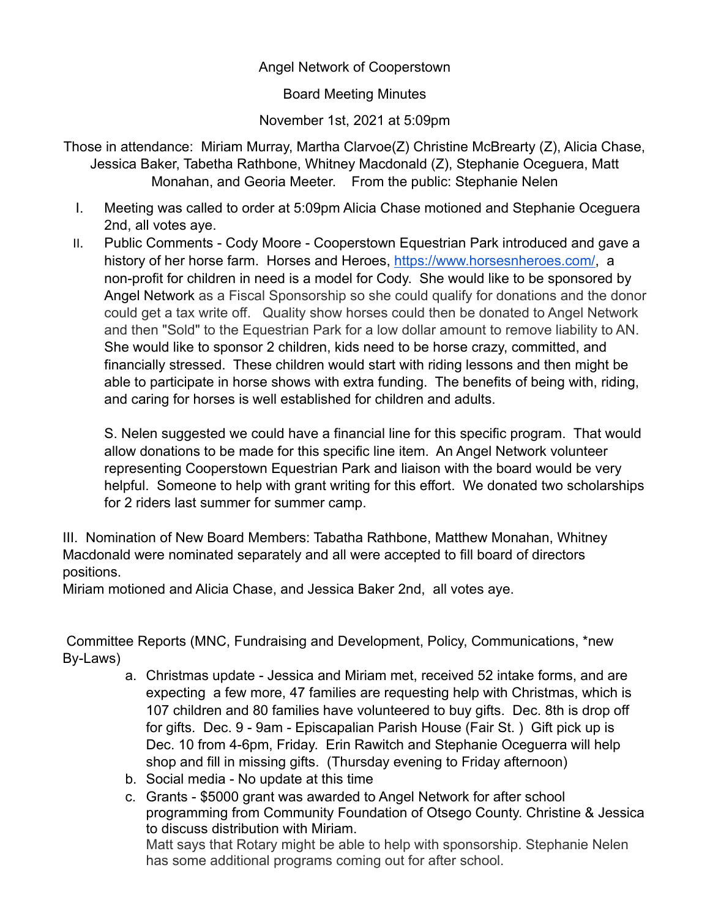Angel Network of Cooperstown

Board Meeting Minutes

November 1st, 2021 at 5:09pm

Those in attendance: Miriam Murray, Martha Clarvoe(Z) Christine McBrearty (Z), Alicia Chase, Jessica Baker, Tabetha Rathbone, Whitney Macdonald (Z), Stephanie Oceguera, Matt Monahan, and Georia Meeter. From the public: Stephanie Nelen

I. Meeting was called to order at 5:09pm Alicia Chase motioned and Stephanie Oceguera 2nd, all votes aye.

II. Public Comments - Cody Moore - Cooperstown Equestrian Park introduced and gave a history of her horse farm. Horses and Heroes, https://www.horsesnheroes.com/, a non-profit for children in need is a model for Cody. She would like to be sponsored by Angel Network as a Fiscal Sponsorship so she could qualify for donations and the donor could get a tax write off. Quality show horses could then be donated to Angel Network and then "Sold" to the Equestrian Park for a low dollar amount to remove liability to AN. She would like to sponsor 2 children, kids need to be horse crazy, committed, and financially stressed. These children would start with riding lessons and then might be able to participate in horse shows with extra funding. The benefits of being with, riding, and caring for horses is well established for children and adults.

   S. Nelen suggested we could have a financial line for this specific program. That would allow donations to be made for this specific line item. An Angel Network volunteer representing Cooperstown Equestrian Park and liaison with the board would be very helpful. Someone to help with grant writing for this effort. We donated two scholarships for 2 riders last summer for summer camp.

III. Nomination of New Board Members: Tabatha Rathbone, Matthew Monahan, Whitney Macdonald were nominated separately and all were accepted to fill board of directors positions.
Miriam motioned and Alicia Chase, and Jessica Baker 2nd, all votes aye.

Committee Reports (MNC, Fundraising and Development, Policy, Communications, *new By-Laws)

a. Christmas update - Jessica and Miriam met, received 52 intake forms, and are expecting a few more, 47 families are requesting help with Christmas, which is 107 children and 80 families have volunteered to buy gifts. Dec. 8th is drop off for gifts. Dec. 9 - 9am - Episcapalian Parish House (Fair St. ) Gift pick up is Dec. 10 from 4-6pm, Friday. Erin Rawitch and Stephanie Oceguerra will help shop and fill in missing gifts. (Thursday evening to Friday afternoon)
b. Social media - No update at this time
c. Grants - $5000 grant was awarded to Angel Network for after school programming from Community Foundation of Otsego County. Christine & Jessica to discuss distribution with Miriam.
   Matt says that Rotary might be able to help with sponsorship. Stephanie Nelen has some additional programs coming out for after school.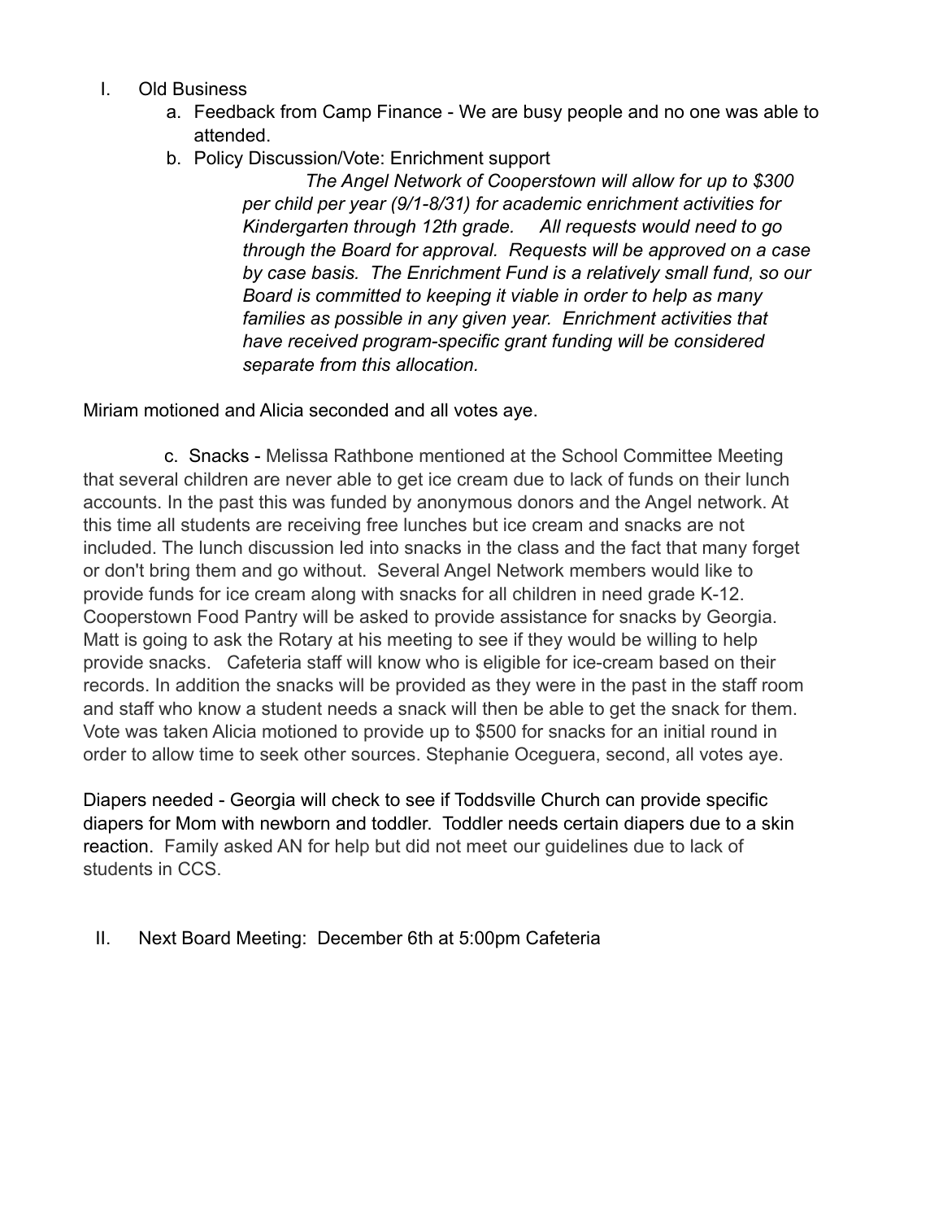I. Old Business
   a. Feedback from Camp Finance - We are busy people and no one was able to attended.
   b. Policy Discussion/Vote: Enrichment support

      *The Angel Network of Cooperstown will allow for up to $300 per child per year (9/1-8/31) for academic enrichment activities for Kindergarten through 12th grade. All requests would need to go through the Board for approval. Requests will be approved on a case by case basis. The Enrichment Fund is a relatively small fund, so our Board is committed to keeping it viable in order to help as many families as possible in any given year. Enrichment activities that have received program-specific grant funding will be considered separate from this allocation.*

Miriam motioned and Alicia seconded and all votes aye.

c. Snacks - Melissa Rathbone mentioned at the School Committee Meeting that several children are never able to get ice cream due to lack of funds on their lunch accounts. In the past this was funded by anonymous donors and the Angel network. At this time all students are receiving free lunches but ice cream and snacks are not included. The lunch discussion led into snacks in the class and the fact that many forget or don't bring them and go without. Several Angel Network members would like to provide funds for ice cream along with snacks for all children in need grade K-12. Cooperstown Food Pantry will be asked to provide assistance for snacks by Georgia. Matt is going to ask the Rotary at his meeting to see if they would be willing to help provide snacks. Cafeteria staff will know who is eligible for ice-cream based on their records. In addition the snacks will be provided as they were in the past in the staff room and staff who know a student needs a snack will then be able to get the snack for them. Vote was taken Alicia motioned to provide up to $500 for snacks for an initial round in order to allow time to seek other sources. Stephanie Oceguera, second, all votes aye.

Diapers needed - Georgia will check to see if Toddsville Church can provide specific diapers for Mom with newborn and toddler. Toddler needs certain diapers due to a skin reaction. Family asked AN for help but did not meet our guidelines due to lack of students in CCS.

II. Next Board Meeting: December 6th at 5:00pm Cafeteria